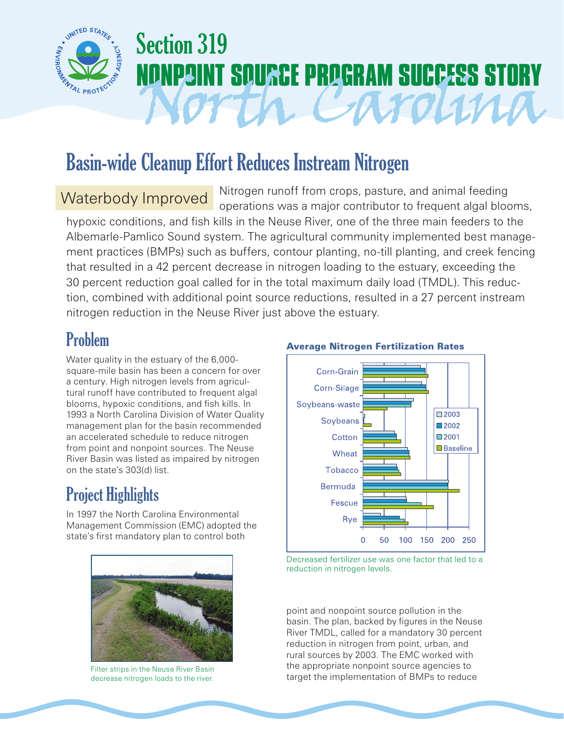# Section 319 NONPOINT SOURCE PROGRAM SUCCESS STORY North Carolina

## Basin-wide Cleanup Effort Reduces Instream Nitrogen

**Waterbody Improved** Nitrogen runoff from crops, pasture, and animal feeding operations was a major contributor to frequent algal blooms, hypoxic conditions, and fish kills in the Neuse River, one of the three main feeders to the Albemarle-Pamlico Sound system. The agricultural community implemented best management practices (BMPs) such as buffers, contour planting, no-till planting, and creek fencing that resulted in a 42 percent decrease in nitrogen loading to the estuary, exceeding the 30 percent reduction goal called for in the total maximum daily load (TMDL). This reduction, combined with additional point source reductions, resulted in a 27 percent instream nitrogen reduction in the Neuse River just above the estuary.

## Problem

Water quality in the estuary of the 6,000-square-mile basin has been a concern for over a century. High nitrogen levels from agricultural runoff have contributed to frequent algal blooms, hypoxic conditions, and fish kills. In 1993 a North Carolina Division of Water Quality management plan for the basin recommended an accelerated schedule to reduce nitrogen from point and nonpoint sources. The Neuse River Basin was listed as impaired by nitrogen on the state's 303(d) list.

## Project Highlights

In 1997 the North Carolina Environmental Management Commission (EMC) adopted the state's first mandatory plan to control both point and nonpoint source pollution in the basin. The plan, backed by figures in the Neuse River TMDL, called for a mandatory 30 percent reduction in nitrogen from point, urban, and rural sources by 2003. The EMC worked with the appropriate nonpoint source agencies to target the implementation of BMPs to reduce

Filter strips in the Neuse River Basin decrease nitrogen loads to the river.

**Average Nitrogen Fertilization Rates**

Decreased fertilizer use was one factor that led to a reduction in nitrogen levels.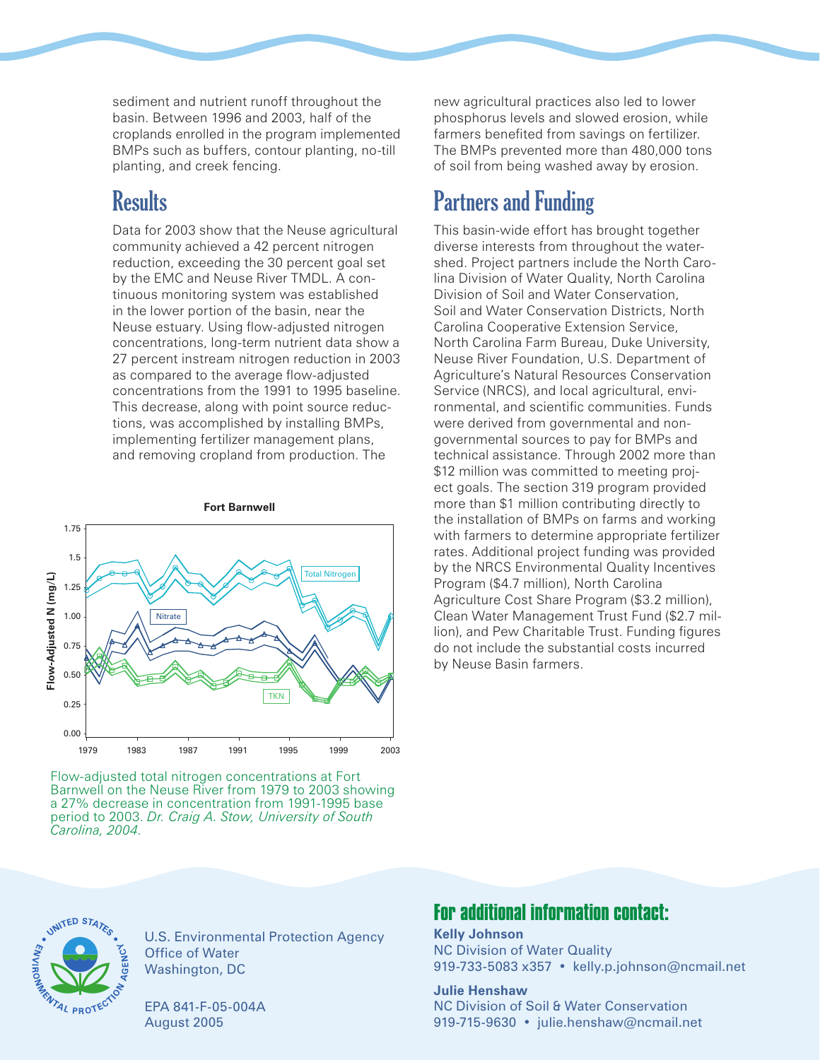sediment and nutrient runoff throughout the basin. Between 1996 and 2003, half of the croplands enrolled in the program implemented BMPs such as buffers, contour planting, no-till planting, and creek fencing.

## Results

Data for 2003 show that the Neuse agricultural community achieved a 42 percent nitrogen reduction, exceeding the 30 percent goal set by the EMC and Neuse River TMDL. A continuous monitoring system was established in the lower portion of the basin, near the Neuse estuary. Using flow-adjusted nitrogen concentrations, long-term nutrient data show a 27 percent instream nitrogen reduction in 2003 as compared to the average flow-adjusted concentrations from the 1991 to 1995 baseline. This decrease, along with point source reductions, was accomplished by installing BMPs, implementing fertilizer management plans, and removing cropland from production. The new agricultural practices also led to lower phosphorus levels and slowed erosion, while farmers benefited from savings on fertilizer. The BMPs prevented more than 480,000 tons of soil from being washed away by erosion.

Fort Barnwell

Flow-Adjusted N (mg/L)

1.75
1.5
1.25
1.00
0.75
0.50
0.25
0.00

1979 1983 1987 1991 1995 1999 2003

Total Nitrogen

Nitrate

TKN

Flow-adjusted total nitrogen concentrations at Fort Barnwell on the Neuse River from 1979 to 2003 showing a 27% decrease in concentration from 1991-1995 base period to 2003. *Dr. Craig A. Stow, University of South Carolina, 2004.*

## Partners and Funding

This basin-wide effort has brought together diverse interests from throughout the watershed. Project partners include the North Carolina Division of Water Quality, North Carolina Division of Soil and Water Conservation, Soil and Water Conservation Districts, North Carolina Cooperative Extension Service, North Carolina Farm Bureau, Duke University, Neuse River Foundation, U.S. Department of Agriculture's Natural Resources Conservation Service (NRCS), and local agricultural, environmental, and scientific communities. Funds were derived from governmental and nongovernmental sources to pay for BMPs and technical assistance. Through 2002 more than $12 million was committed to meeting project goals. The section 319 program provided more than $1 million contributing directly to the installation of BMPs on farms and working with farmers to determine appropriate fertilizer rates. Additional project funding was provided by the NRCS Environmental Quality Incentives Program ($4.7 million), North Carolina Agriculture Cost Share Program ($3.2 million), Clean Water Management Trust Fund ($2.7 million), and Pew Charitable Trust. Funding figures do not include the substantial costs incurred by Neuse Basin farmers.

U.S. Environmental Protection Agency
Office of Water
Washington, DC

EPA 841-F-05-004A
August 2005

## For additional information contact:

**Kelly Johnson**
NC Division of Water Quality
919-733-5083 x357 • kelly.p.johnson@ncmail.net

**Julie Henshaw**
NC Division of Soil & Water Conservation
919-715-9630 • julie.henshaw@ncmail.net